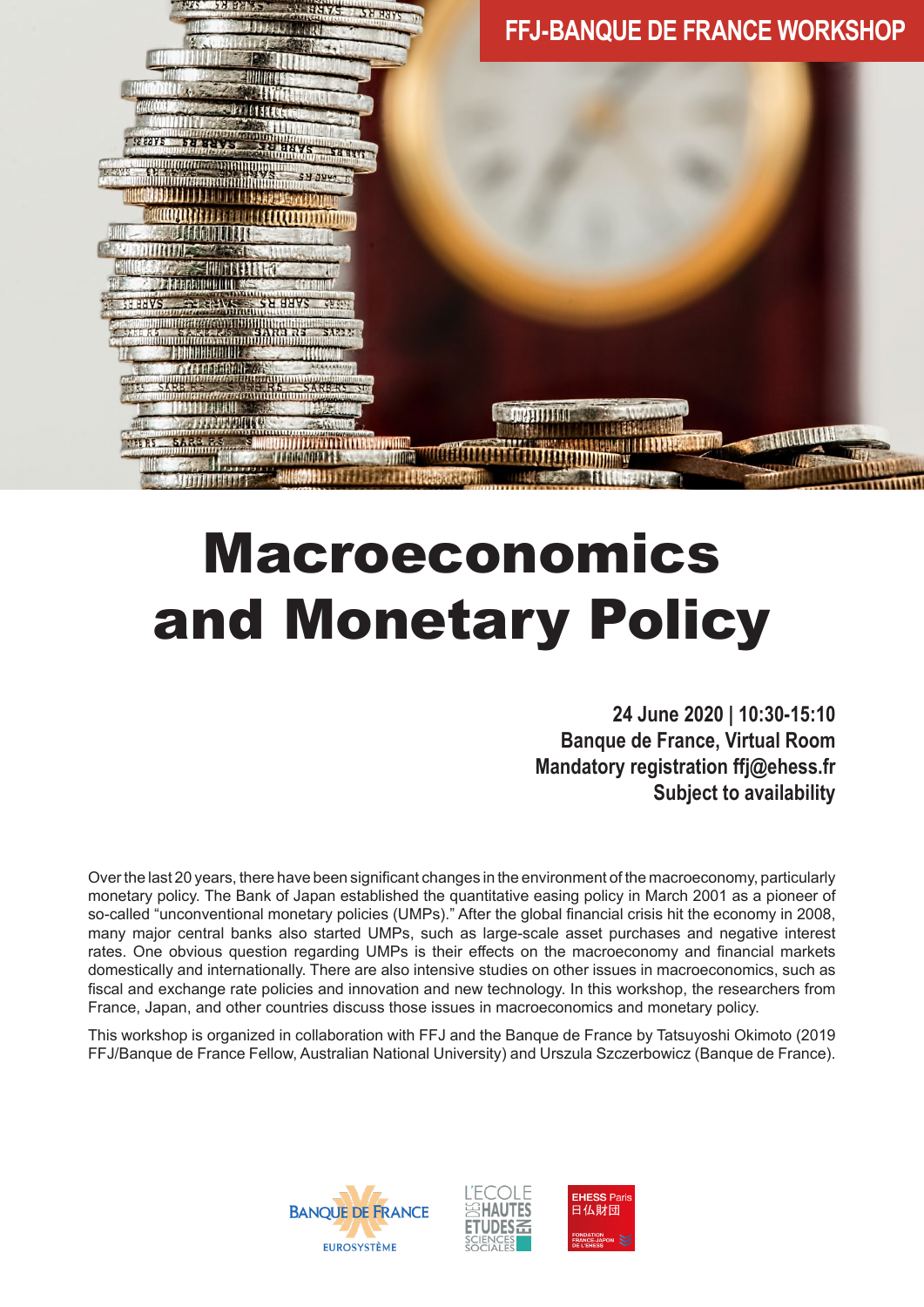FFJ-BANQUE DE FRANCE WORKSHOP

# Macroeconomics and Monetary Policy

**24 June 2020 | 10:30-15:10**
**Banque de France, Virtual Room**
**Mandatory registration ffj@ehess.fr**
**Subject to availability**

Over the last 20 years, there have been significant changes in the environment of the macroeconomy, particularly monetary policy. The Bank of Japan established the quantitative easing policy in March 2001 as a pioneer of so-called "unconventional monetary policies (UMPs)." After the global financial crisis hit the economy in 2008, many major central banks also started UMPs, such as large-scale asset purchases and negative interest rates. One obvious question regarding UMPs is their effects on the macroeconomy and financial markets domestically and internationally. There are also intensive studies on other issues in macroeconomics, such as fiscal and exchange rate policies and innovation and new technology. In this workshop, the researchers from France, Japan, and other countries discuss those issues in macroeconomics and monetary policy.

This workshop is organized in collaboration with FFJ and the Banque de France by Tatsuyoshi Okimoto (2019 FFJ/Banque de France Fellow, Australian National University) and Urszula Szczerbowicz (Banque de France).

BANQUE DE FRANCE EUROSYSTÈME

L'ECOLE DES HAUTES ETUDES EN SCIENCES SOCIALES

EHESS Paris 日仏財団 FONDATION FRANCE-JAPON DE L'EHESS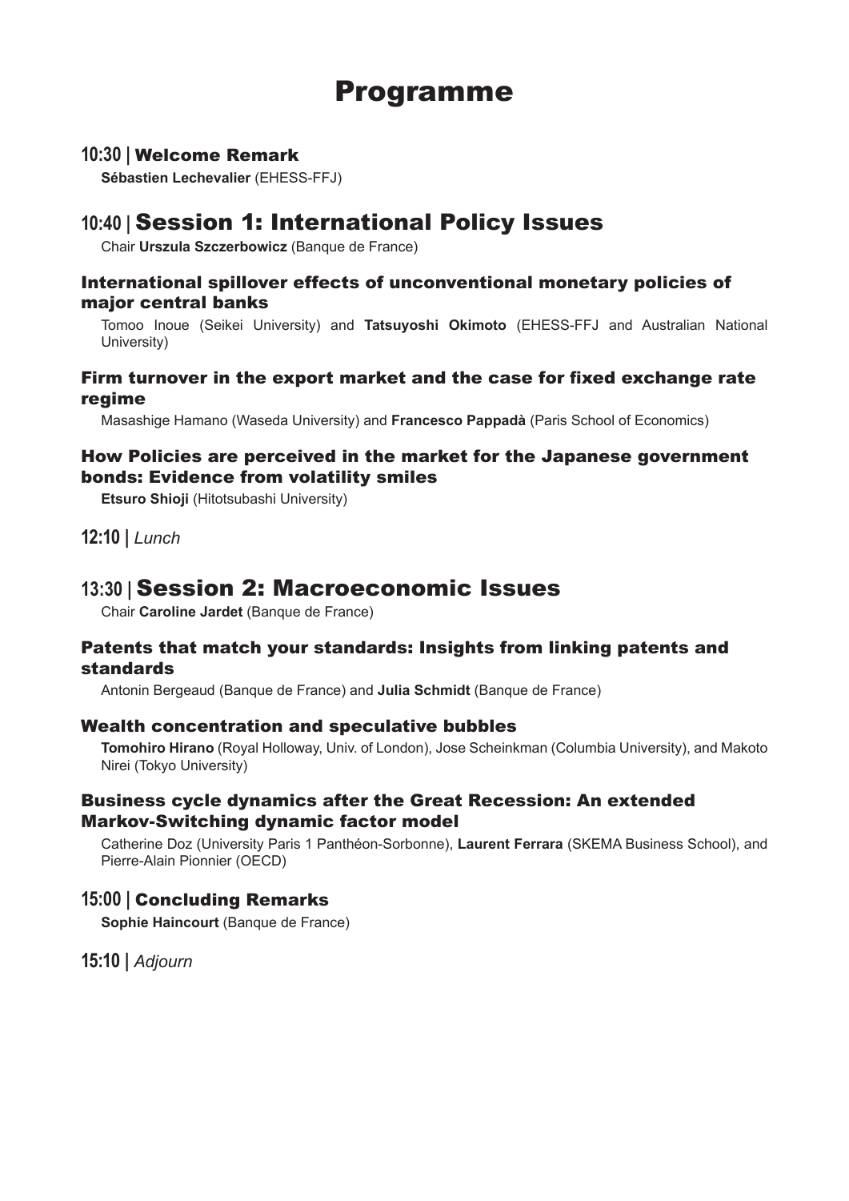# Programme

## 10:30 | Welcome Remark

**Sébastien Lechevalier** (EHESS-FFJ)

## 10:40 | Session 1: International Policy Issues

Chair **Urszula Szczerbowicz** (Banque de France)

### International spillover effects of unconventional monetary policies of major central banks

Tomoo Inoue (Seikei University) and **Tatsuyoshi Okimoto** (EHESS-FFJ and Australian National University)

### Firm turnover in the export market and the case for fixed exchange rate regime

Masashige Hamano (Waseda University) and **Francesco Pappadà** (Paris School of Economics)

### How Policies are perceived in the market for the Japanese government bonds: Evidence from volatility smiles

**Etsuro Shioji** (Hitotsubashi University)

## 12:10 | *Lunch*

## 13:30 | Session 2: Macroeconomic Issues

Chair **Caroline Jardet** (Banque de France)

### Patents that match your standards: Insights from linking patents and standards

Antonin Bergeaud (Banque de France) and **Julia Schmidt** (Banque de France)

### Wealth concentration and speculative bubbles

**Tomohiro Hirano** (Royal Holloway, Univ. of London), Jose Scheinkman (Columbia University), and Makoto Nirei (Tokyo University)

### Business cycle dynamics after the Great Recession: An extended Markov-Switching dynamic factor model

Catherine Doz (University Paris 1 Panthéon-Sorbonne), **Laurent Ferrara** (SKEMA Business School), and Pierre-Alain Pionnier (OECD)

## 15:00 | Concluding Remarks

**Sophie Haincourt** (Banque de France)

## 15:10 | *Adjourn*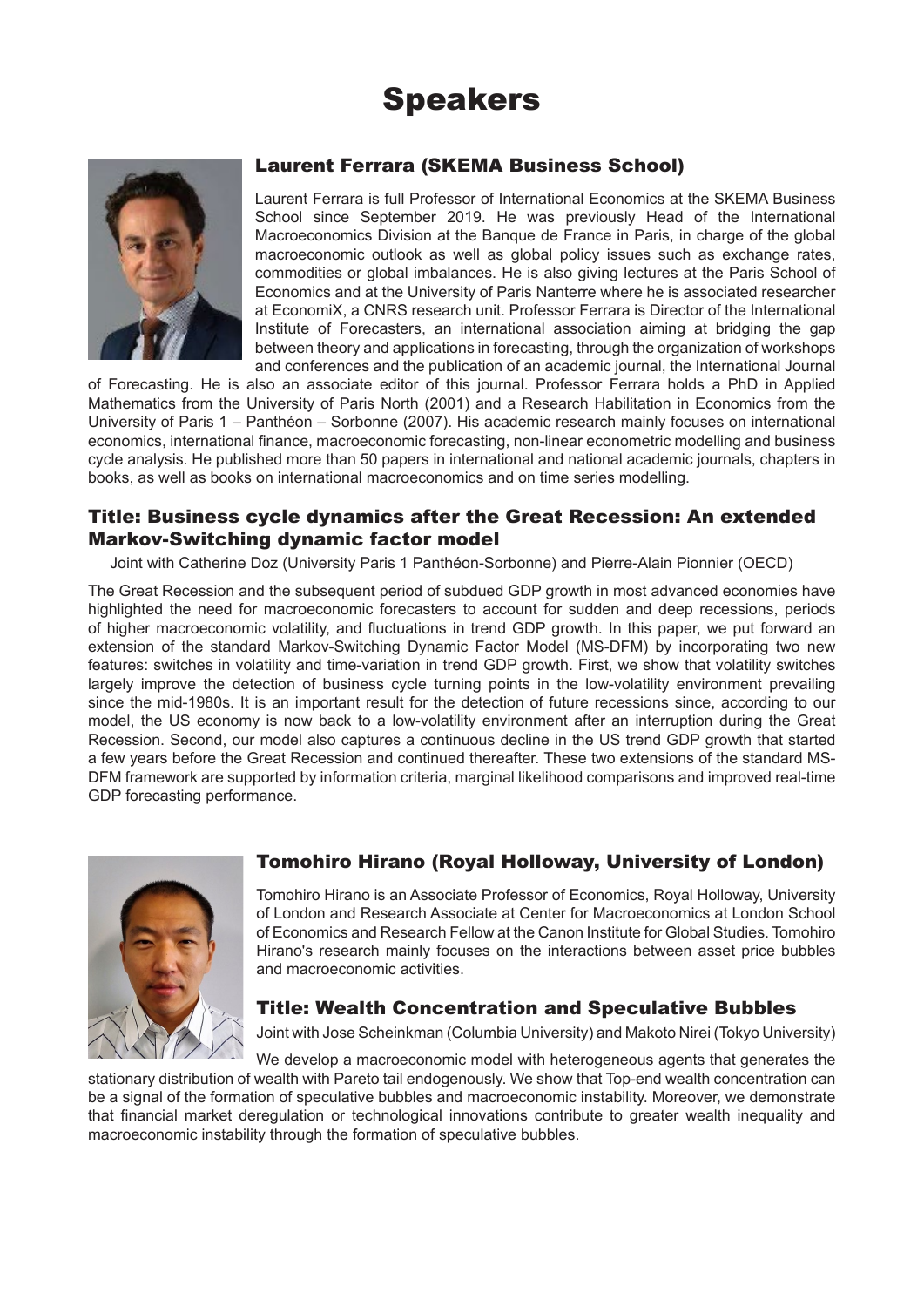# Speakers

## Laurent Ferrara (SKEMA Business School)

Laurent Ferrara is full Professor of International Economics at the SKEMA Business School since September 2019. He was previously Head of the International Macroeconomics Division at the Banque de France in Paris, in charge of the global macroeconomic outlook as well as global policy issues such as exchange rates, commodities or global imbalances. He is also giving lectures at the Paris School of Economics and at the University of Paris Nanterre where he is associated researcher at EconomiX, a CNRS research unit. Professor Ferrara is Director of the International Institute of Forecasters, an international association aiming at bridging the gap between theory and applications in forecasting, through the organization of workshops and conferences and the publication of an academic journal, the International Journal of Forecasting. He is also an associate editor of this journal. Professor Ferrara holds a PhD in Applied Mathematics from the University of Paris North (2001) and a Research Habilitation in Economics from the University of Paris 1 – Panthéon – Sorbonne (2007). His academic research mainly focuses on international economics, international finance, macroeconomic forecasting, non-linear econometric modelling and business cycle analysis. He published more than 50 papers in international and national academic journals, chapters in books, as well as books on international macroeconomics and on time series modelling.

### Title: Business cycle dynamics after the Great Recession: An extended Markov-Switching dynamic factor model

Joint with Catherine Doz (University Paris 1 Panthéon-Sorbonne) and Pierre-Alain Pionnier (OECD)

The Great Recession and the subsequent period of subdued GDP growth in most advanced economies have highlighted the need for macroeconomic forecasters to account for sudden and deep recessions, periods of higher macroeconomic volatility, and fluctuations in trend GDP growth. In this paper, we put forward an extension of the standard Markov-Switching Dynamic Factor Model (MS-DFM) by incorporating two new features: switches in volatility and time-variation in trend GDP growth. First, we show that volatility switches largely improve the detection of business cycle turning points in the low-volatility environment prevailing since the mid-1980s. It is an important result for the detection of future recessions since, according to our model, the US economy is now back to a low-volatility environment after an interruption during the Great Recession. Second, our model also captures a continuous decline in the US trend GDP growth that started a few years before the Great Recession and continued thereafter. These two extensions of the standard MS-DFM framework are supported by information criteria, marginal likelihood comparisons and improved real-time GDP forecasting performance.

## Tomohiro Hirano (Royal Holloway, University of London)

Tomohiro Hirano is an Associate Professor of Economics, Royal Holloway, University of London and Research Associate at Center for Macroeconomics at London School of Economics and Research Fellow at the Canon Institute for Global Studies. Tomohiro Hirano's research mainly focuses on the interactions between asset price bubbles and macroeconomic activities.

### Title: Wealth Concentration and Speculative Bubbles

Joint with Jose Scheinkman (Columbia University) and Makoto Nirei (Tokyo University)

We develop a macroeconomic model with heterogeneous agents that generates the stationary distribution of wealth with Pareto tail endogenously. We show that Top-end wealth concentration can be a signal of the formation of speculative bubbles and macroeconomic instability. Moreover, we demonstrate that financial market deregulation or technological innovations contribute to greater wealth inequality and macroeconomic instability through the formation of speculative bubbles.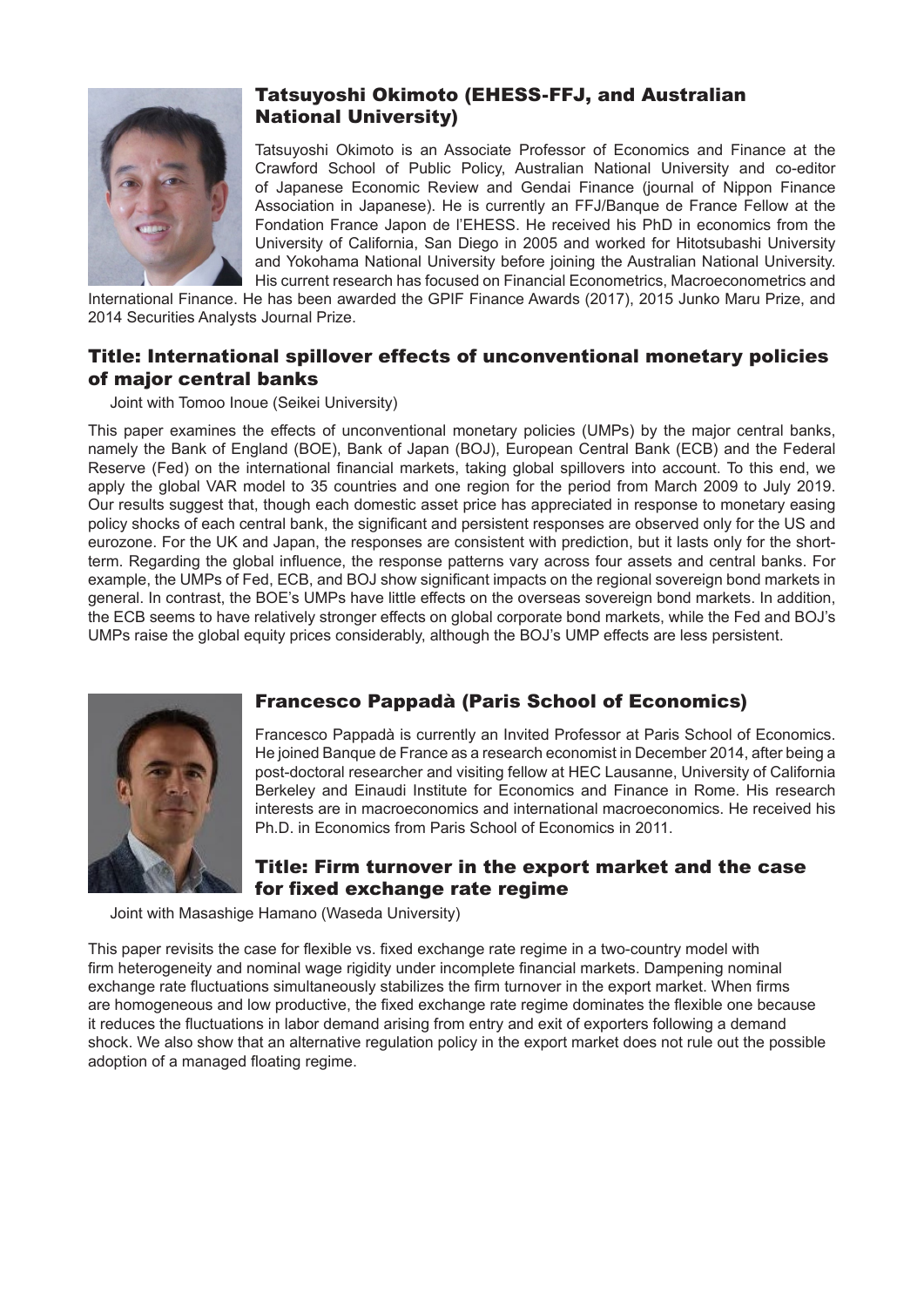## Tatsuyoshi Okimoto (EHESS-FFJ, and Australian National University)

Tatsuyoshi Okimoto is an Associate Professor of Economics and Finance at the Crawford School of Public Policy, Australian National University and co-editor of Japanese Economic Review and Gendai Finance (journal of Nippon Finance Association in Japanese). He is currently an FFJ/Banque de France Fellow at the Fondation France Japon de l'EHESS. He received his PhD in economics from the University of California, San Diego in 2005 and worked for Hitotsubashi University and Yokohama National University before joining the Australian National University. His current research has focused on Financial Econometrics, Macroeconometrics and International Finance. He has been awarded the GPIF Finance Awards (2017), 2015 Junko Maru Prize, and 2014 Securities Analysts Journal Prize.

### Title: International spillover effects of unconventional monetary policies of major central banks

Joint with Tomoo Inoue (Seikei University)

This paper examines the effects of unconventional monetary policies (UMPs) by the major central banks, namely the Bank of England (BOE), Bank of Japan (BOJ), European Central Bank (ECB) and the Federal Reserve (Fed) on the international financial markets, taking global spillovers into account. To this end, we apply the global VAR model to 35 countries and one region for the period from March 2009 to July 2019. Our results suggest that, though each domestic asset price has appreciated in response to monetary easing policy shocks of each central bank, the significant and persistent responses are observed only for the US and eurozone. For the UK and Japan, the responses are consistent with prediction, but it lasts only for the short-term. Regarding the global influence, the response patterns vary across four assets and central banks. For example, the UMPs of Fed, ECB, and BOJ show significant impacts on the regional sovereign bond markets in general. In contrast, the BOE's UMPs have little effects on the overseas sovereign bond markets. In addition, the ECB seems to have relatively stronger effects on global corporate bond markets, while the Fed and BOJ's UMPs raise the global equity prices considerably, although the BOJ's UMP effects are less persistent.

## Francesco Pappadà (Paris School of Economics)

Francesco Pappadà is currently an Invited Professor at Paris School of Economics. He joined Banque de France as a research economist in December 2014, after being a post-doctoral researcher and visiting fellow at HEC Lausanne, University of California Berkeley and Einaudi Institute for Economics and Finance in Rome. His research interests are in macroeconomics and international macroeconomics. He received his Ph.D. in Economics from Paris School of Economics in 2011.

### Title: Firm turnover in the export market and the case for fixed exchange rate regime

Joint with Masashige Hamano (Waseda University)

This paper revisits the case for flexible vs. fixed exchange rate regime in a two-country model with firm heterogeneity and nominal wage rigidity under incomplete financial markets. Dampening nominal exchange rate fluctuations simultaneously stabilizes the firm turnover in the export market. When firms are homogeneous and low productive, the fixed exchange rate regime dominates the flexible one because it reduces the fluctuations in labor demand arising from entry and exit of exporters following a demand shock. We also show that an alternative regulation policy in the export market does not rule out the possible adoption of a managed floating regime.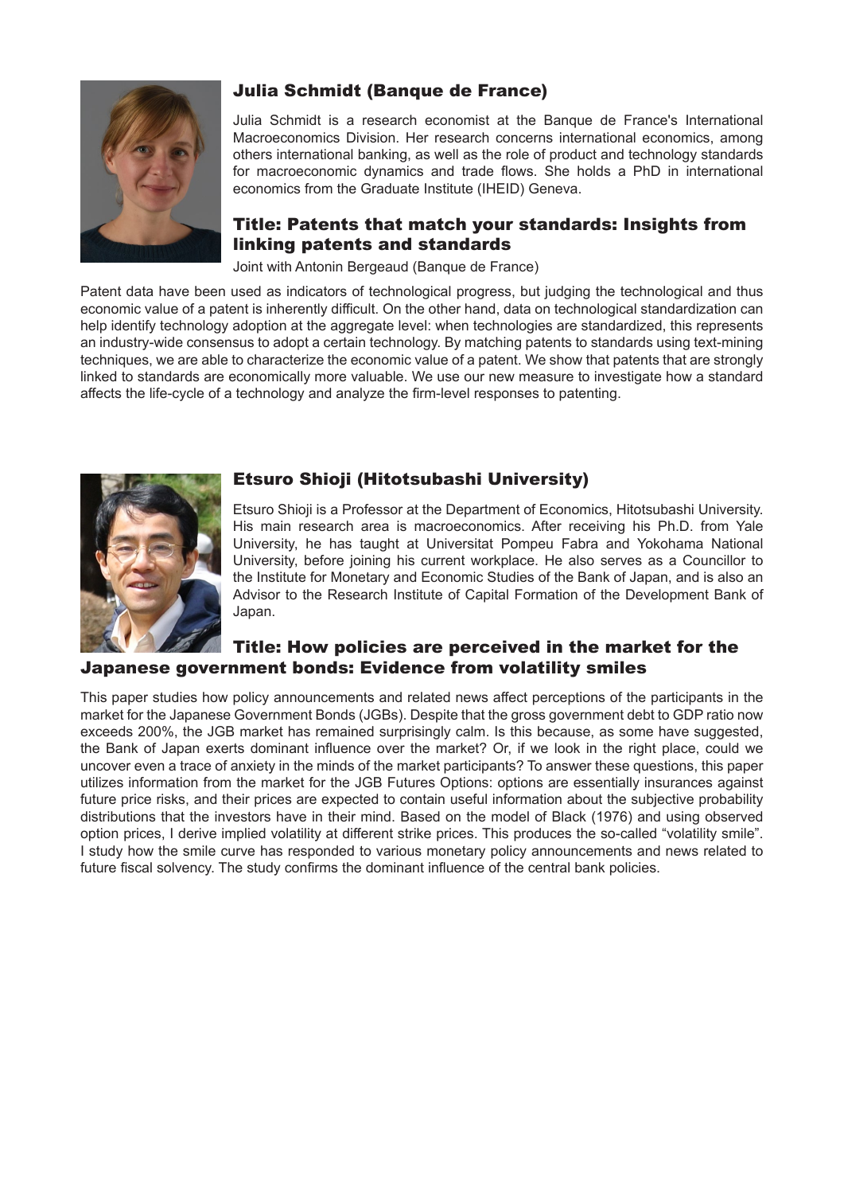## Julia Schmidt (Banque de France)

Julia Schmidt is a research economist at the Banque de France's International Macroeconomics Division. Her research concerns international economics, among others international banking, as well as the role of product and technology standards for macroeconomic dynamics and trade flows. She holds a PhD in international economics from the Graduate Institute (IHEID) Geneva.

### Title: Patents that match your standards: Insights from linking patents and standards

Joint with Antonin Bergeaud (Banque de France)

Patent data have been used as indicators of technological progress, but judging the technological and thus economic value of a patent is inherently difficult. On the other hand, data on technological standardization can help identify technology adoption at the aggregate level: when technologies are standardized, this represents an industry-wide consensus to adopt a certain technology. By matching patents to standards using text-mining techniques, we are able to characterize the economic value of a patent. We show that patents that are strongly linked to standards are economically more valuable. We use our new measure to investigate how a standard affects the life-cycle of a technology and analyze the firm-level responses to patenting.

## Etsuro Shioji (Hitotsubashi University)

Etsuro Shioji is a Professor at the Department of Economics, Hitotsubashi University. His main research area is macroeconomics. After receiving his Ph.D. from Yale University, he has taught at Universitat Pompeu Fabra and Yokohama National University, before joining his current workplace. He also serves as a Councillor to the Institute for Monetary and Economic Studies of the Bank of Japan, and is also an Advisor to the Research Institute of Capital Formation of the Development Bank of Japan.

### Title: How policies are perceived in the market for the Japanese government bonds: Evidence from volatility smiles

This paper studies how policy announcements and related news affect perceptions of the participants in the market for the Japanese Government Bonds (JGBs). Despite that the gross government debt to GDP ratio now exceeds 200%, the JGB market has remained surprisingly calm. Is this because, as some have suggested, the Bank of Japan exerts dominant influence over the market? Or, if we look in the right place, could we uncover even a trace of anxiety in the minds of the market participants? To answer these questions, this paper utilizes information from the market for the JGB Futures Options: options are essentially insurances against future price risks, and their prices are expected to contain useful information about the subjective probability distributions that the investors have in their mind. Based on the model of Black (1976) and using observed option prices, I derive implied volatility at different strike prices. This produces the so-called "volatility smile". I study how the smile curve has responded to various monetary policy announcements and news related to future fiscal solvency. The study confirms the dominant influence of the central bank policies.